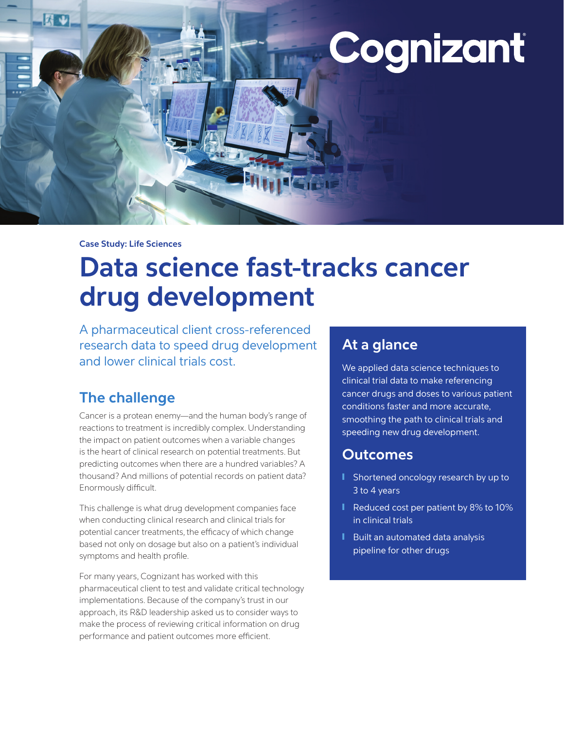Cognizant

Case Study: Life Sciences

# Data science fast-tracks cancer drug development

A pharmaceutical client cross-referenced research data to speed drug development and lower clinical trials cost.

## The challenge

Cancer is a protean enemy—and the human body's range of reactions to treatment is incredibly complex. Understanding the impact on patient outcomes when a variable changes is the heart of clinical research on potential treatments. But predicting outcomes when there are a hundred variables? A thousand? And millions of potential records on patient data? Enormously difficult.

This challenge is what drug development companies face when conducting clinical research and clinical trials for potential cancer treatments, the efficacy of which change based not only on dosage but also on a patient's individual symptoms and health profile.

For many years, Cognizant has worked with this pharmaceutical client to test and validate critical technology implementations. Because of the company's trust in our approach, its R&D leadership asked us to consider ways to make the process of reviewing critical information on drug performance and patient outcomes more efficient.

## At a glance

We applied data science techniques to clinical trial data to make referencing cancer drugs and doses to various patient conditions faster and more accurate, smoothing the path to clinical trials and speeding new drug development.

## Outcomes

- Shortened oncology research by up to 3 to 4 years
- Reduced cost per patient by 8% to 10% in clinical trials
- Built an automated data analysis pipeline for other drugs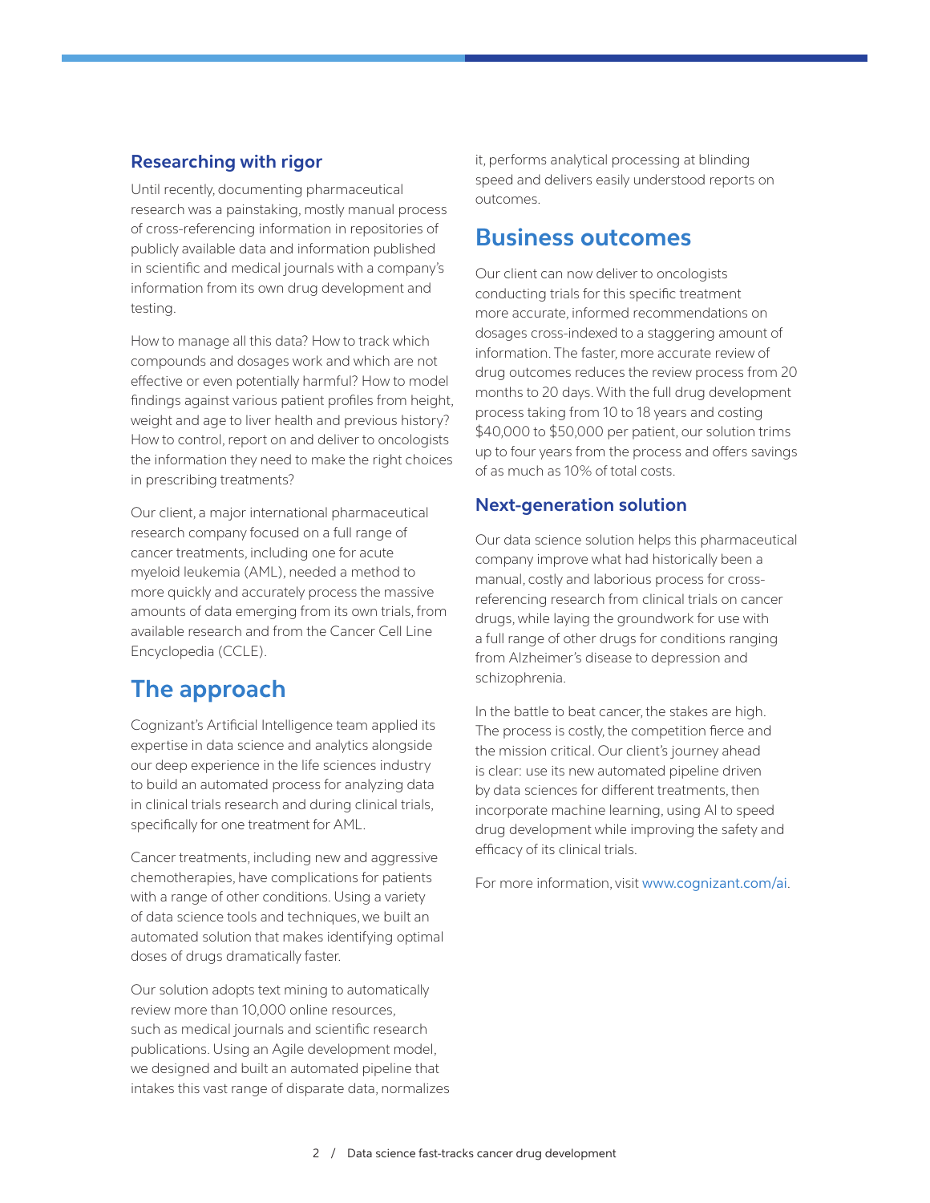### Researching with rigor

Until recently, documenting pharmaceutical research was a painstaking, mostly manual process of cross-referencing information in repositories of publicly available data and information published in scientific and medical journals with a company's information from its own drug development and testing.

How to manage all this data? How to track which compounds and dosages work and which are not effective or even potentially harmful? How to model findings against various patient profiles from height, weight and age to liver health and previous history? How to control, report on and deliver to oncologists the information they need to make the right choices in prescribing treatments?

Our client, a major international pharmaceutical research company focused on a full range of cancer treatments, including one for acute myeloid leukemia (AML), needed a method to more quickly and accurately process the massive amounts of data emerging from its own trials, from available research and from the Cancer Cell Line Encyclopedia (CCLE).

## The approach

Cognizant's Artificial Intelligence team applied its expertise in data science and analytics alongside our deep experience in the life sciences industry to build an automated process for analyzing data in clinical trials research and during clinical trials, specifically for one treatment for AML.

Cancer treatments, including new and aggressive chemotherapies, have complications for patients with a range of other conditions. Using a variety of data science tools and techniques, we built an automated solution that makes identifying optimal doses of drugs dramatically faster.

Our solution adopts text mining to automatically review more than 10,000 online resources, such as medical journals and scientific research publications. Using an Agile development model, we designed and built an automated pipeline that intakes this vast range of disparate data, normalizes it, performs analytical processing at blinding speed and delivers easily understood reports on outcomes.

## Business outcomes

Our client can now deliver to oncologists conducting trials for this specific treatment more accurate, informed recommendations on dosages cross-indexed to a staggering amount of information. The faster, more accurate review of drug outcomes reduces the review process from 20 months to 20 days. With the full drug development process taking from 10 to 18 years and costing $40,000 to $50,000 per patient, our solution trims up to four years from the process and offers savings of as much as 10% of total costs.

### Next-generation solution

Our data science solution helps this pharmaceutical company improve what had historically been a manual, costly and laborious process for cross-referencing research from clinical trials on cancer drugs, while laying the groundwork for use with a full range of other drugs for conditions ranging from Alzheimer's disease to depression and schizophrenia.

In the battle to beat cancer, the stakes are high. The process is costly, the competition fierce and the mission critical. Our client's journey ahead is clear: use its new automated pipeline driven by data sciences for different treatments, then incorporate machine learning, using AI to speed drug development while improving the safety and efficacy of its clinical trials.

For more information, visit www.cognizant.com/ai.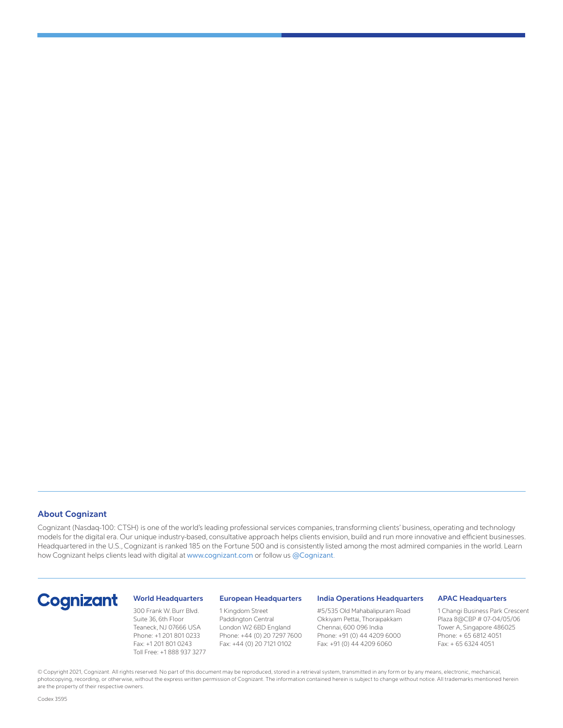## About Cognizant

Cognizant (Nasdaq-100: CTSH) is one of the world's leading professional services companies, transforming clients' business, operating and technology models for the digital era. Our unique industry-based, consultative approach helps clients envision, build and run more innovative and efficient businesses. Headquartered in the U.S., Cognizant is ranked 185 on the Fortune 500 and is consistently listed among the most admired companies in the world. Learn how Cognizant helps clients lead with digital at www.cognizant.com or follow us @Cognizant.

**Cognizant**

**World Headquarters**
300 Frank W. Burr Blvd.
Suite 36, 6th Floor
Teaneck, NJ 07666 USA
Phone: +1 201 801 0233
Fax: +1 201 801 0243
Toll Free: +1 888 937 3277

**European Headquarters**
1 Kingdom Street
Paddington Central
London W2 6BD England
Phone: +44 (0) 20 7297 7600
Fax: +44 (0) 20 7121 0102

**India Operations Headquarters**
#5/535 Old Mahabalipuram Road
Okkiyam Pettai, Thoraipakkam
Chennai, 600 096 India
Phone: +91 (0) 44 4209 6000
Fax: +91 (0) 44 4209 6060

**APAC Headquarters**
1 Changi Business Park Crescent
Plaza 8@CBP # 07-04/05/06
Tower A, Singapore 486025
Phone: + 65 6812 4051
Fax: + 65 6324 4051

© Copyright 2021, Cognizant. All rights reserved. No part of this document may be reproduced, stored in a retrieval system, transmitted in any form or by any means, electronic, mechanical, photocopying, recording, or otherwise, without the express written permission of Cognizant. The information contained herein is subject to change without notice. All trademarks mentioned herein are the property of their respective owners.

Codex 3595